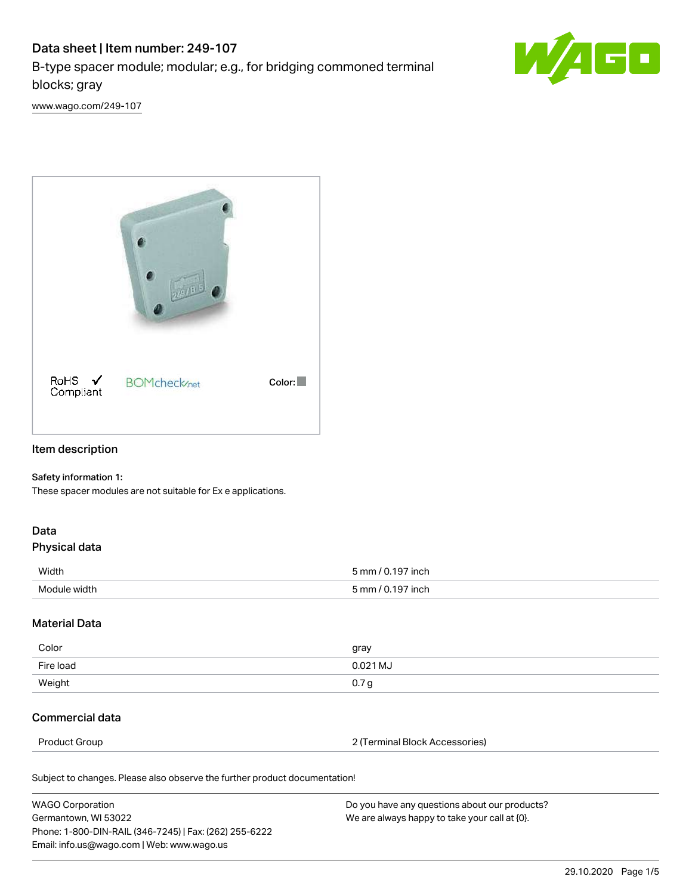# Data sheet | Item number: 249-107

B-type spacer module; modular; e.g., for bridging commoned terminal blocks; gray

www.wago.com/249-107

RoHS Compliant | BOMcheck.net | Color:

## Item description

**Safety information 1:**
These spacer modules are not suitable for Ex e applications.

## Data

### Physical data

| | |
|---|---|
| Width | 5 mm / 0.197 inch |
| Module width | 5 mm / 0.197 inch |

### Material Data

| | |
|---|---|
| Color | gray |
| Fire load | 0.021 MJ |
| Weight | 0.7 g |

### Commercial data

| | |
|---|---|
| Product Group | 2 (Terminal Block Accessories) |

Subject to changes. Please also observe the further product documentation!

WAGO Corporation
Germantown, WI 53022
Phone: 1-800-DIN-RAIL (346-7245) | Fax: (262) 255-6222
Email: info.us@wago.com | Web: www.wago.us

Do you have any questions about our products?
We are always happy to take your call at {0}.

29.10.2020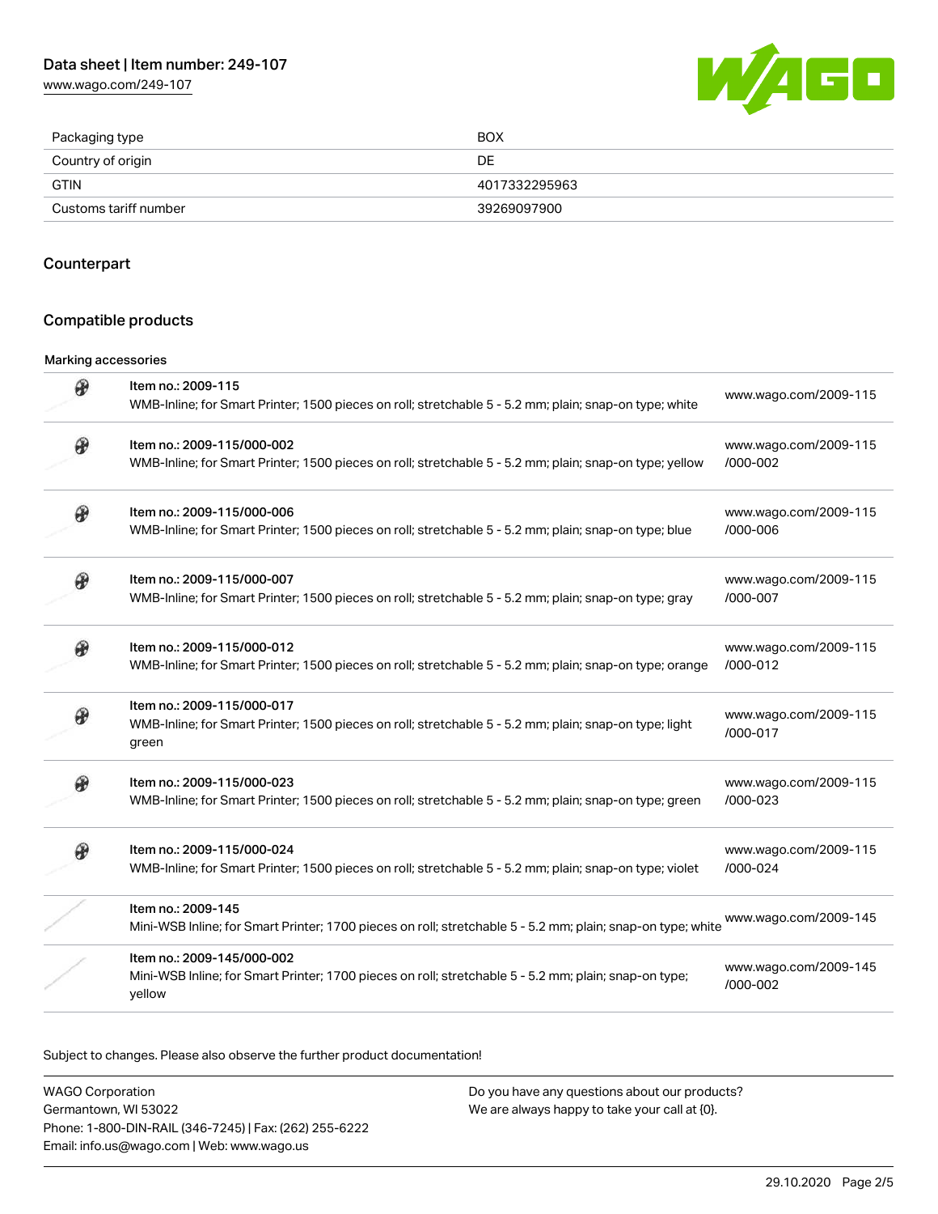| | |
|---|---|
| Packaging type | BOX |
| Country of origin | DE |
| GTIN | 4017332295963 |
| Customs tariff number | 39269097900 |

## Counterpart

## Compatible products

Marking accessories

| Item | Link |
|---|---|
| Item no.: 2009-115<br>WMB-Inline; for Smart Printer; 1500 pieces on roll; stretchable 5 - 5.2 mm; plain; snap-on type; white | www.wago.com/2009-115 |
| Item no.: 2009-115/000-002<br>WMB-Inline; for Smart Printer; 1500 pieces on roll; stretchable 5 - 5.2 mm; plain; snap-on type; yellow | www.wago.com/2009-115/000-002 |
| Item no.: 2009-115/000-006<br>WMB-Inline; for Smart Printer; 1500 pieces on roll; stretchable 5 - 5.2 mm; plain; snap-on type; blue | www.wago.com/2009-115/000-006 |
| Item no.: 2009-115/000-007<br>WMB-Inline; for Smart Printer; 1500 pieces on roll; stretchable 5 - 5.2 mm; plain; snap-on type; gray | www.wago.com/2009-115/000-007 |
| Item no.: 2009-115/000-012<br>WMB-Inline; for Smart Printer; 1500 pieces on roll; stretchable 5 - 5.2 mm; plain; snap-on type; orange | www.wago.com/2009-115/000-012 |
| Item no.: 2009-115/000-017<br>WMB-Inline; for Smart Printer; 1500 pieces on roll; stretchable 5 - 5.2 mm; plain; snap-on type; light green | www.wago.com/2009-115/000-017 |
| Item no.: 2009-115/000-023<br>WMB-Inline; for Smart Printer; 1500 pieces on roll; stretchable 5 - 5.2 mm; plain; snap-on type; green | www.wago.com/2009-115/000-023 |
| Item no.: 2009-115/000-024<br>WMB-Inline; for Smart Printer; 1500 pieces on roll; stretchable 5 - 5.2 mm; plain; snap-on type; violet | www.wago.com/2009-115/000-024 |
| Item no.: 2009-145<br>Mini-WSB Inline; for Smart Printer; 1700 pieces on roll; stretchable 5 - 5.2 mm; plain; snap-on type; white | www.wago.com/2009-145 |
| Item no.: 2009-145/000-002<br>Mini-WSB Inline; for Smart Printer; 1700 pieces on roll; stretchable 5 - 5.2 mm; plain; snap-on type; yellow | www.wago.com/2009-145/000-002 |

Subject to changes. Please also observe the further product documentation!

WAGO Corporation
Germantown, WI 53022
Phone: 1-800-DIN-RAIL (346-7245) | Fax: (262) 255-6222
Email: info.us@wago.com | Web: www.wago.us

Do you have any questions about our products?
We are always happy to take your call at {0}.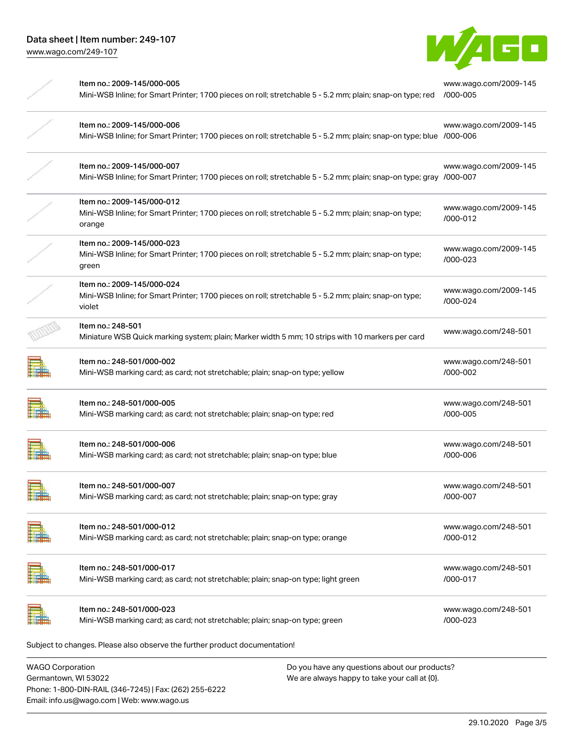| Item | Description | Link |
| --- | --- | --- |
| Item no.: 2009-145/000-005 | Mini-WSB Inline; for Smart Printer; 1700 pieces on roll; stretchable 5 - 5.2 mm; plain; snap-on type; red | www.wago.com/2009-145/000-005 |
| Item no.: 2009-145/000-006 | Mini-WSB Inline; for Smart Printer; 1700 pieces on roll; stretchable 5 - 5.2 mm; plain; snap-on type; blue | www.wago.com/2009-145/000-006 |
| Item no.: 2009-145/000-007 | Mini-WSB Inline; for Smart Printer; 1700 pieces on roll; stretchable 5 - 5.2 mm; plain; snap-on type; gray | www.wago.com/2009-145/000-007 |
| Item no.: 2009-145/000-012 | Mini-WSB Inline; for Smart Printer; 1700 pieces on roll; stretchable 5 - 5.2 mm; plain; snap-on type; orange | www.wago.com/2009-145/000-012 |
| Item no.: 2009-145/000-023 | Mini-WSB Inline; for Smart Printer; 1700 pieces on roll; stretchable 5 - 5.2 mm; plain; snap-on type; green | www.wago.com/2009-145/000-023 |
| Item no.: 2009-145/000-024 | Mini-WSB Inline; for Smart Printer; 1700 pieces on roll; stretchable 5 - 5.2 mm; plain; snap-on type; violet | www.wago.com/2009-145/000-024 |
| Item no.: 248-501 | Miniature WSB Quick marking system; plain; Marker width 5 mm; 10 strips with 10 markers per card | www.wago.com/248-501 |
| Item no.: 248-501/000-002 | Mini-WSB marking card; as card; not stretchable; plain; snap-on type; yellow | www.wago.com/248-501/000-002 |
| Item no.: 248-501/000-005 | Mini-WSB marking card; as card; not stretchable; plain; snap-on type; red | www.wago.com/248-501/000-005 |
| Item no.: 248-501/000-006 | Mini-WSB marking card; as card; not stretchable; plain; snap-on type; blue | www.wago.com/248-501/000-006 |
| Item no.: 248-501/000-007 | Mini-WSB marking card; as card; not stretchable; plain; snap-on type; gray | www.wago.com/248-501/000-007 |
| Item no.: 248-501/000-012 | Mini-WSB marking card; as card; not stretchable; plain; snap-on type; orange | www.wago.com/248-501/000-012 |
| Item no.: 248-501/000-017 | Mini-WSB marking card; as card; not stretchable; plain; snap-on type; light green | www.wago.com/248-501/000-017 |
| Item no.: 248-501/000-023 | Mini-WSB marking card; as card; not stretchable; plain; snap-on type; green | www.wago.com/248-501/000-023 |

Subject to changes. Please also observe the further product documentation!

WAGO Corporation
Germantown, WI 53022
Phone: 1-800-DIN-RAIL (346-7245) | Fax: (262) 255-6222
Email: info.us@wago.com | Web: www.wago.us

Do you have any questions about our products?
We are always happy to take your call at {0}.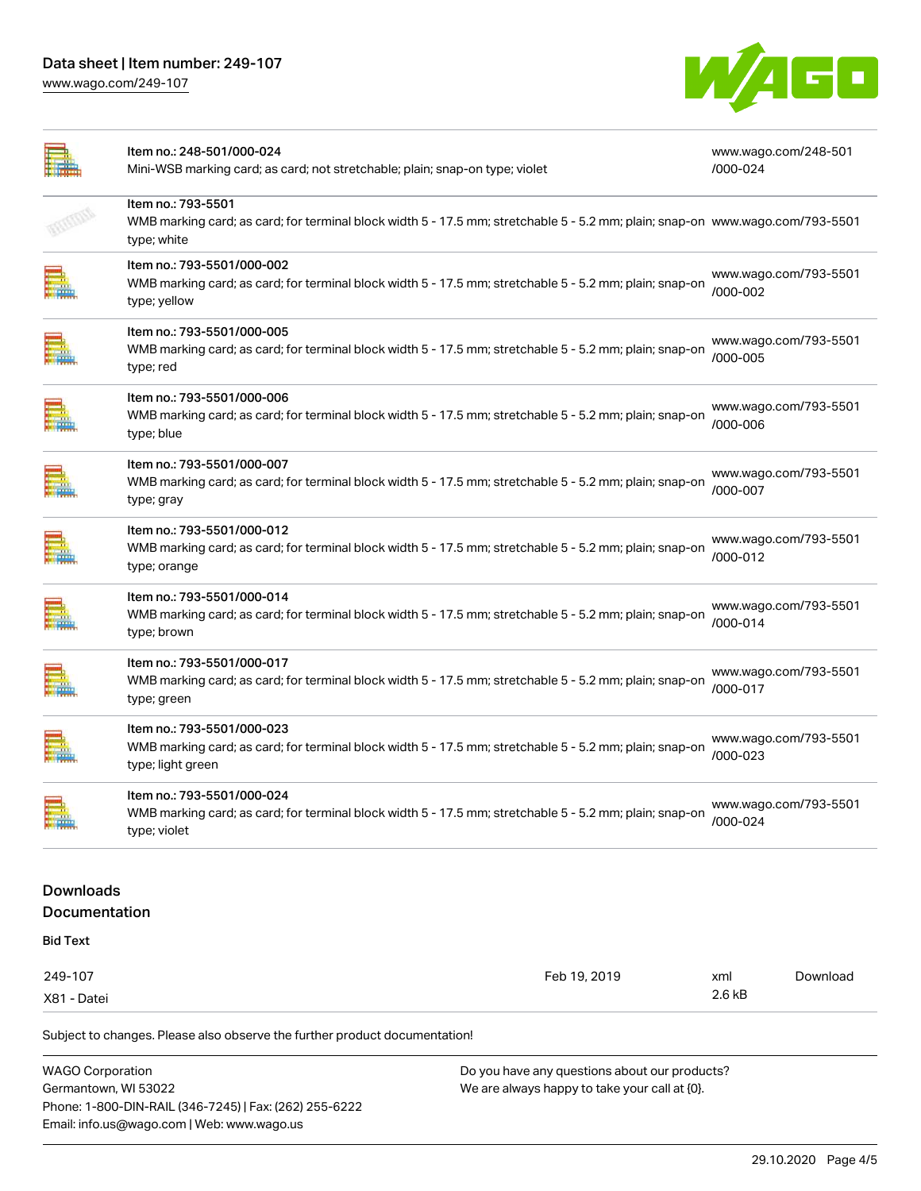| | | |
|---|---|---|
| Item no.: 248-501/000-024<br>Mini-WSB marking card; as card; not stretchable; plain; snap-on type; violet | www.wago.com/248-501/000-024 |
| Item no.: 793-5501<br>WMB marking card; as card; for terminal block width 5 - 17.5 mm; stretchable 5 - 5.2 mm; plain; snap-on type; white | www.wago.com/793-5501 |
| Item no.: 793-5501/000-002<br>WMB marking card; as card; for terminal block width 5 - 17.5 mm; stretchable 5 - 5.2 mm; plain; snap-on type; yellow | www.wago.com/793-5501/000-002 |
| Item no.: 793-5501/000-005<br>WMB marking card; as card; for terminal block width 5 - 17.5 mm; stretchable 5 - 5.2 mm; plain; snap-on type; red | www.wago.com/793-5501/000-005 |
| Item no.: 793-5501/000-006<br>WMB marking card; as card; for terminal block width 5 - 17.5 mm; stretchable 5 - 5.2 mm; plain; snap-on type; blue | www.wago.com/793-5501/000-006 |
| Item no.: 793-5501/000-007<br>WMB marking card; as card; for terminal block width 5 - 17.5 mm; stretchable 5 - 5.2 mm; plain; snap-on type; gray | www.wago.com/793-5501/000-007 |
| Item no.: 793-5501/000-012<br>WMB marking card; as card; for terminal block width 5 - 17.5 mm; stretchable 5 - 5.2 mm; plain; snap-on type; orange | www.wago.com/793-5501/000-012 |
| Item no.: 793-5501/000-014<br>WMB marking card; as card; for terminal block width 5 - 17.5 mm; stretchable 5 - 5.2 mm; plain; snap-on type; brown | www.wago.com/793-5501/000-014 |
| Item no.: 793-5501/000-017<br>WMB marking card; as card; for terminal block width 5 - 17.5 mm; stretchable 5 - 5.2 mm; plain; snap-on type; green | www.wago.com/793-5501/000-017 |
| Item no.: 793-5501/000-023<br>WMB marking card; as card; for terminal block width 5 - 17.5 mm; stretchable 5 - 5.2 mm; plain; snap-on type; light green | www.wago.com/793-5501/000-023 |
| Item no.: 793-5501/000-024<br>WMB marking card; as card; for terminal block width 5 - 17.5 mm; stretchable 5 - 5.2 mm; plain; snap-on type; violet | www.wago.com/793-5501/000-024 |

## Downloads

### Documentation

**Bid Text**

| | | | |
|---|---|---|---|
| 249-107<br>X81 - Datei | Feb 19, 2019 | xml<br>2.6 kB | Download |

Subject to changes. Please also observe the further product documentation!

WAGO Corporation
Germantown, WI 53022
Phone: 1-800-DIN-RAIL (346-7245) | Fax: (262) 255-6222
Email: info.us@wago.com | Web: www.wago.us

Do you have any questions about our products?
We are always happy to take your call at {0}.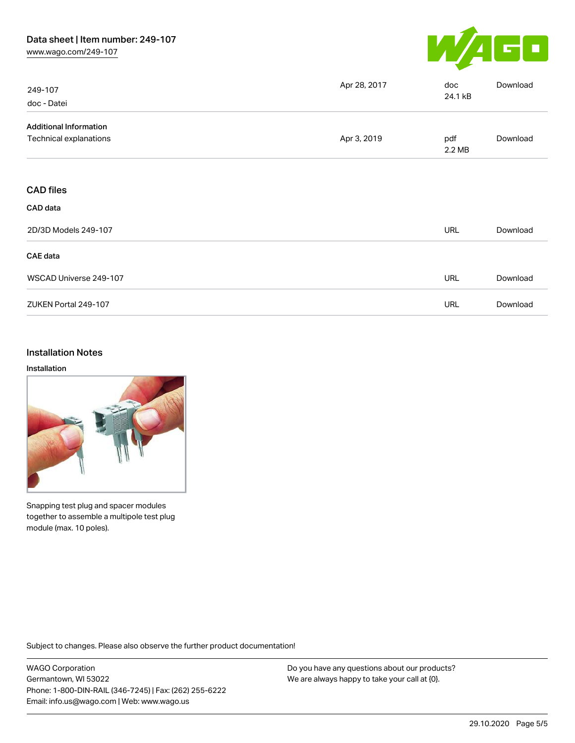| | | | |
|---|---|---|---|
| 249-107<br>doc - Datei | Apr 28, 2017 | doc<br>24.1 kB | Download |
| **Additional Information**<br>Technical explanations | Apr 3, 2019 | pdf<br>2.2 MB | Download |

## CAD files

### CAD data

| | | |
|---|---|---|
| 2D/3D Models 249-107 | URL | Download |

### CAE data

| | | |
|---|---|---|
| WSCAD Universe 249-107 | URL | Download |
| ZUKEN Portal 249-107 | URL | Download |

## Installation Notes

### Installation

Snapping test plug and spacer modules together to assemble a multipole test plug module (max. 10 poles).

Subject to changes. Please also observe the further product documentation!

WAGO Corporation
Germantown, WI 53022
Phone: 1-800-DIN-RAIL (346-7245) | Fax: (262) 255-6222
Email: info.us@wago.com | Web: www.wago.us

Do you have any questions about our products?
We are always happy to take your call at {0}.